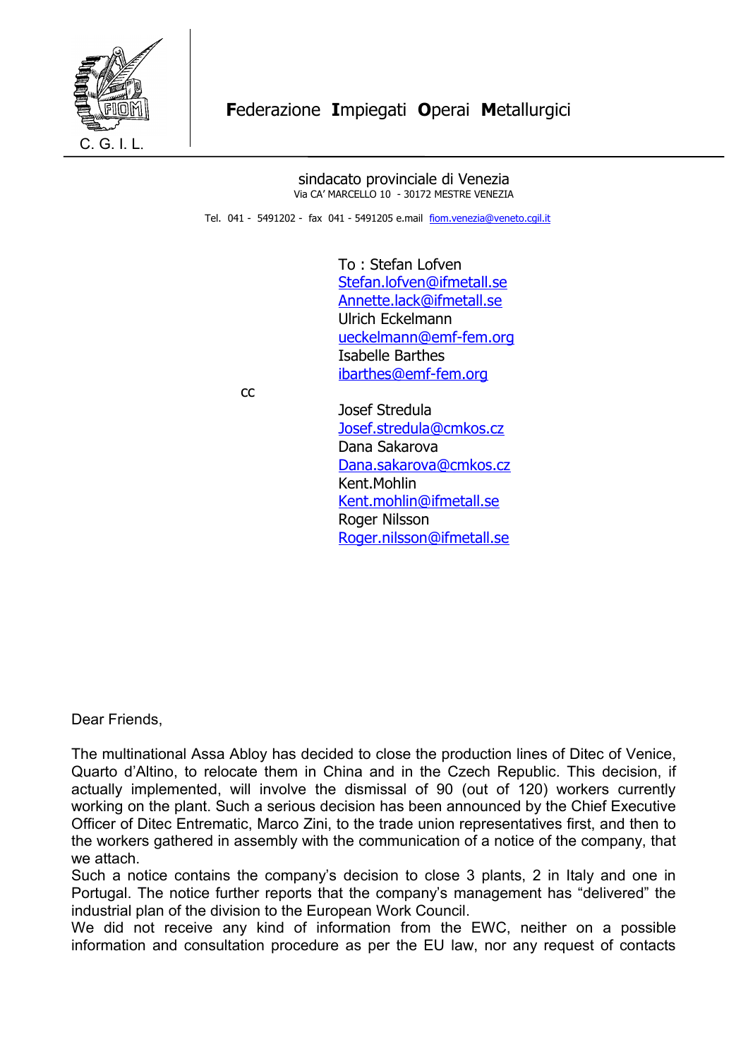C. G. I. L.

**F**ederazione **I**mpiegati **O**perai **M**etallurgici

sindacato provinciale di Venezia
Via CA' MARCELLO 10 - 30172 MESTRE VENEZIA

Tel. 041 - 5491202 - fax 041 - 5491205 e.mail fiom.venezia@veneto.cgil.it

To : Stefan Lofven
Stefan.lofven@ifmetall.se
Annette.lack@ifmetall.se
Ulrich Eckelmann
ueckelmann@emf-fem.org
Isabelle Barthes
ibarthes@emf-fem.org

cc

Josef Stredula
Josef.stredula@cmkos.cz
Dana Sakarova
Dana.sakarova@cmkos.cz
Kent.Mohlin
Kent.mohlin@ifmetall.se
Roger Nilsson
Roger.nilsson@ifmetall.se

Dear Friends,

The multinational Assa Abloy has decided to close the production lines of Ditec of Venice, Quarto d'Altino, to relocate them in China and in the Czech Republic. This decision, if actually implemented, will involve the dismissal of 90 (out of 120) workers currently working on the plant. Such a serious decision has been announced by the Chief Executive Officer of Ditec Entrematic, Marco Zini, to the trade union representatives first, and then to the workers gathered in assembly with the communication of a notice of the company, that we attach.
Such a notice contains the company's decision to close 3 plants, 2 in Italy and one in Portugal. The notice further reports that the company's management has "delivered" the industrial plan of the division to the European Work Council.
We did not receive any kind of information from the EWC, neither on a possible information and consultation procedure as per the EU law, nor any request of contacts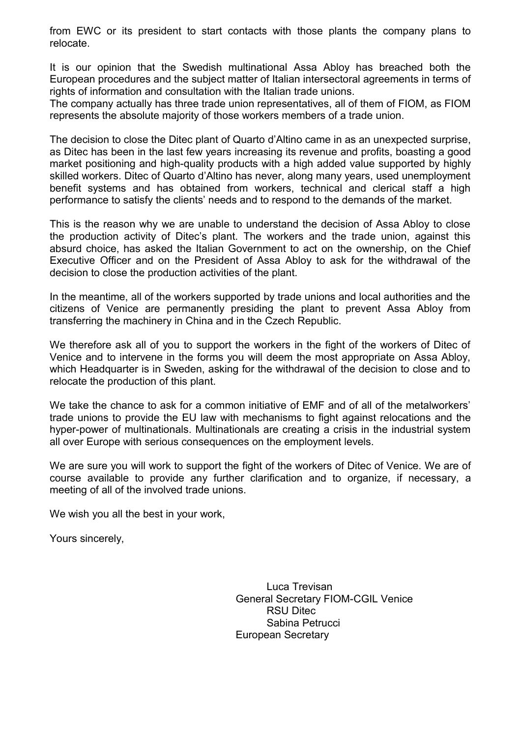from EWC or its president to start contacts with those plants the company plans to relocate.

It is our opinion that the Swedish multinational Assa Abloy has breached both the European procedures and the subject matter of Italian intersectoral agreements in terms of rights of information and consultation with the Italian trade unions.
The company actually has three trade union representatives, all of them of FIOM, as FIOM represents the absolute majority of those workers members of a trade union.

The decision to close the Ditec plant of Quarto d'Altino came in as an unexpected surprise, as Ditec has been in the last few years increasing its revenue and profits, boasting a good market positioning and high-quality products with a high added value supported by highly skilled workers. Ditec of Quarto d'Altino has never, along many years, used unemployment benefit systems and has obtained from workers, technical and clerical staff a high performance to satisfy the clients' needs and to respond to the demands of the market.

This is the reason why we are unable to understand the decision of Assa Abloy to close the production activity of Ditec's plant. The workers and the trade union, against this absurd choice, has asked the Italian Government to act on the ownership, on the Chief Executive Officer and on the President of Assa Abloy to ask for the withdrawal of the decision to close the production activities of the plant.

In the meantime, all of the workers supported by trade unions and local authorities and the citizens of Venice are permanently presiding the plant to prevent Assa Abloy from transferring the machinery in China and in the Czech Republic.

We therefore ask all of you to support the workers in the fight of the workers of Ditec of Venice and to intervene in the forms you will deem the most appropriate on Assa Abloy, which Headquarter is in Sweden, asking for the withdrawal of the decision to close and to relocate the production of this plant.

We take the chance to ask for a common initiative of EMF and of all of the metalworkers' trade unions to provide the EU law with mechanisms to fight against relocations and the hyper-power of multinationals. Multinationals are creating a crisis in the industrial system all over Europe with serious consequences on the employment levels.

We are sure you will work to support the fight of the workers of Ditec of Venice. We are of course available to provide any further clarification and to organize, if necessary, a meeting of all of the involved trade unions.

We wish you all the best in your work,

Yours sincerely,

Luca Trevisan
General Secretary FIOM-CGIL Venice
RSU Ditec
Sabina Petrucci
European Secretary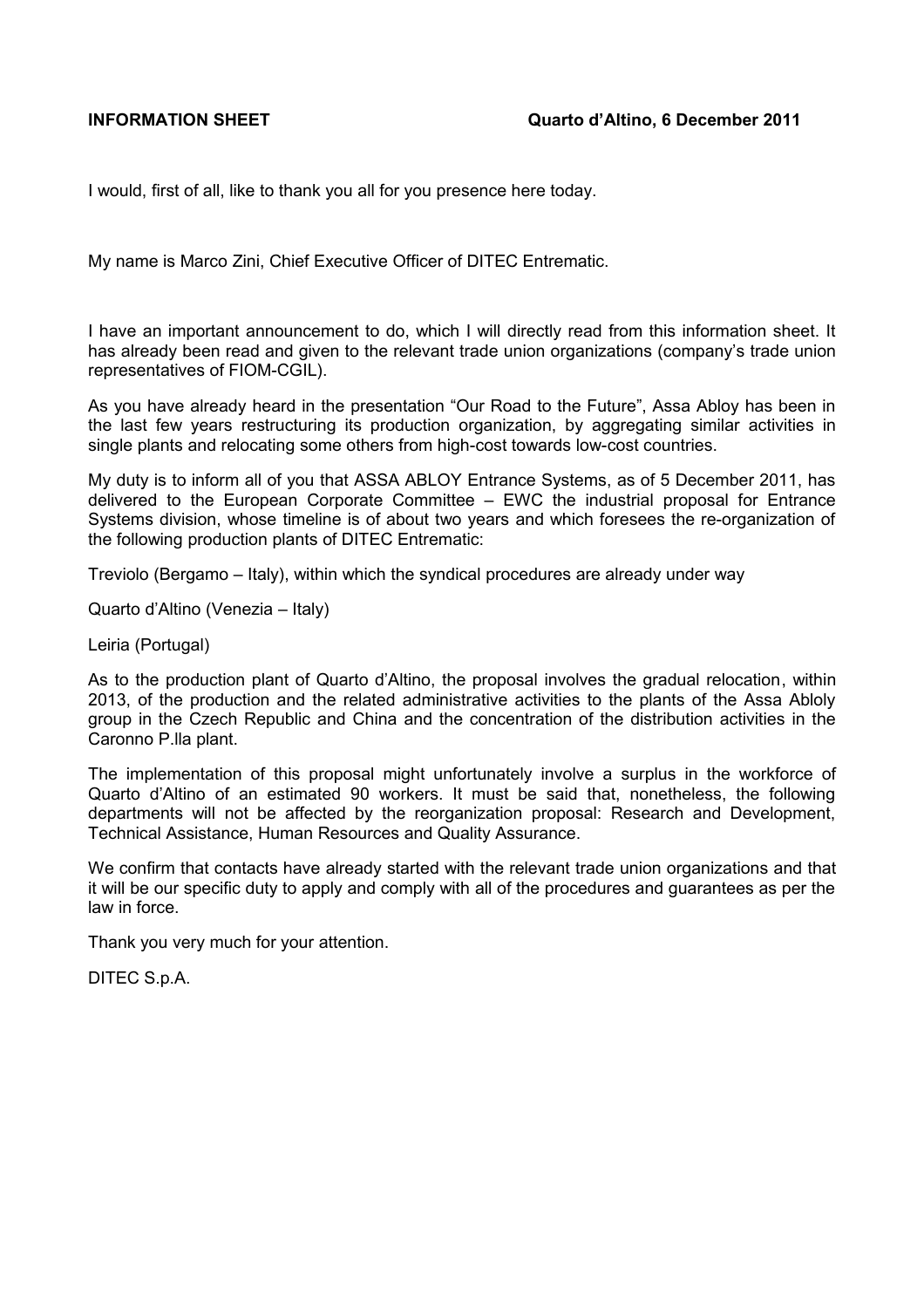**INFORMATION SHEET** **Quarto d'Altino, 6 December 2011**

I would, first of all, like to thank you all for you presence here today.

My name is Marco Zini, Chief Executive Officer of DITEC Entrematic.

I have an important announcement to do, which I will directly read from this information sheet. It has already been read and given to the relevant trade union organizations (company's trade union representatives of FIOM-CGIL).

As you have already heard in the presentation "Our Road to the Future", Assa Abloy has been in the last few years restructuring its production organization, by aggregating similar activities in single plants and relocating some others from high-cost towards low-cost countries.

My duty is to inform all of you that ASSA ABLOY Entrance Systems, as of 5 December 2011, has delivered to the European Corporate Committee – EWC the industrial proposal for Entrance Systems division, whose timeline is of about two years and which foresees the re-organization of the following production plants of DITEC Entrematic:

Treviolo (Bergamo – Italy), within which the syndical procedures are already under way

Quarto d'Altino (Venezia – Italy)

Leiria (Portugal)

As to the production plant of Quarto d'Altino, the proposal involves the gradual relocation, within 2013, of the production and the related administrative activities to the plants of the Assa Abloly group in the Czech Republic and China and the concentration of the distribution activities in the Caronno P.lla plant.

The implementation of this proposal might unfortunately involve a surplus in the workforce of Quarto d'Altino of an estimated 90 workers. It must be said that, nonetheless, the following departments will not be affected by the reorganization proposal: Research and Development, Technical Assistance, Human Resources and Quality Assurance.

We confirm that contacts have already started with the relevant trade union organizations and that it will be our specific duty to apply and comply with all of the procedures and guarantees as per the law in force.

Thank you very much for your attention.

DITEC S.p.A.